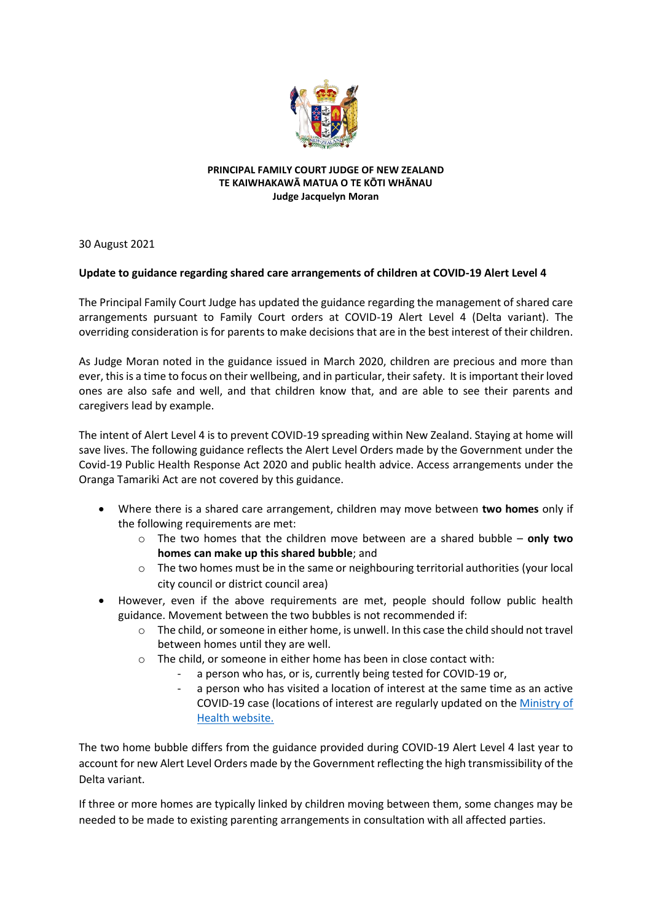**PRINCIPAL FAMILY COURT JUDGE OF NEW ZEALAND**
**TE KAIWHAKAWĀ MATUA O TE KŌTI WHĀNAU**
**Judge Jacquelyn Moran**

30 August 2021

**Update to guidance regarding shared care arrangements of children at COVID-19 Alert Level 4**

The Principal Family Court Judge has updated the guidance regarding the management of shared care arrangements pursuant to Family Court orders at COVID-19 Alert Level 4 (Delta variant). The overriding consideration is for parents to make decisions that are in the best interest of their children.

As Judge Moran noted in the guidance issued in March 2020, children are precious and more than ever, this is a time to focus on their wellbeing, and in particular, their safety. It is important their loved ones are also safe and well, and that children know that, and are able to see their parents and caregivers lead by example.

The intent of Alert Level 4 is to prevent COVID-19 spreading within New Zealand. Staying at home will save lives. The following guidance reflects the Alert Level Orders made by the Government under the Covid-19 Public Health Response Act 2020 and public health advice. Access arrangements under the Oranga Tamariki Act are not covered by this guidance.

- Where there is a shared care arrangement, children may move between **two homes** only if the following requirements are met:
  - The two homes that the children move between are a shared bubble – **only two homes can make up this shared bubble**; and
  - The two homes must be in the same or neighbouring territorial authorities (your local city council or district council area)
- However, even if the above requirements are met, people should follow public health guidance. Movement between the two bubbles is not recommended if:
  - The child, or someone in either home, is unwell. In this case the child should not travel between homes until they are well.
  - The child, or someone in either home has been in close contact with:
    - a person who has, or is, currently being tested for COVID-19 or,
    - a person who has visited a location of interest at the same time as an active COVID-19 case (locations of interest are regularly updated on the Ministry of Health website.)

The two home bubble differs from the guidance provided during COVID-19 Alert Level 4 last year to account for new Alert Level Orders made by the Government reflecting the high transmissibility of the Delta variant.

If three or more homes are typically linked by children moving between them, some changes may be needed to be made to existing parenting arrangements in consultation with all affected parties.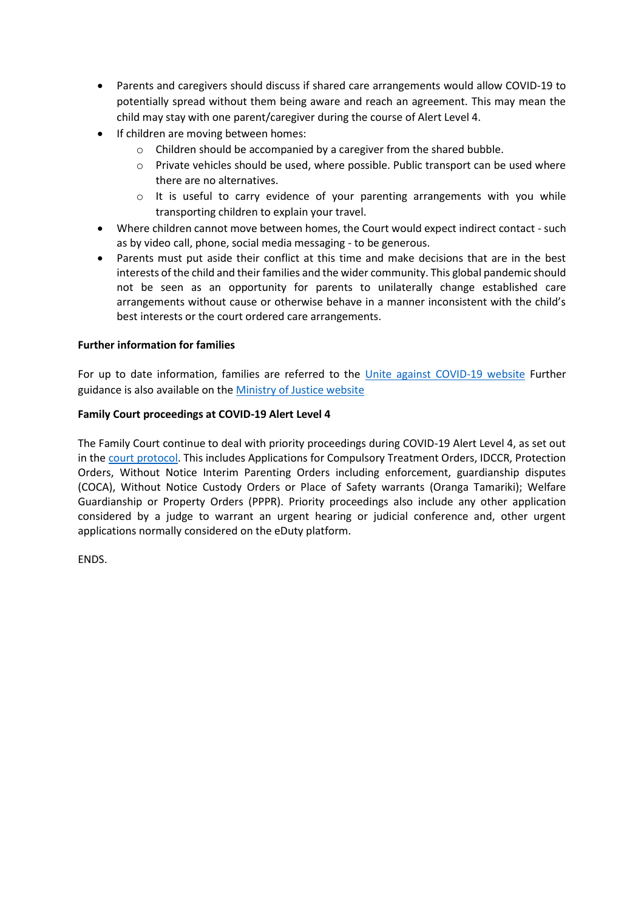- Parents and caregivers should discuss if shared care arrangements would allow COVID-19 to potentially spread without them being aware and reach an agreement. This may mean the child may stay with one parent/caregiver during the course of Alert Level 4.
- If children are moving between homes:
  - Children should be accompanied by a caregiver from the shared bubble.
  - Private vehicles should be used, where possible. Public transport can be used where there are no alternatives.
  - It is useful to carry evidence of your parenting arrangements with you while transporting children to explain your travel.
- Where children cannot move between homes, the Court would expect indirect contact - such as by video call, phone, social media messaging - to be generous.
- Parents must put aside their conflict at this time and make decisions that are in the best interests of the child and their families and the wider community. This global pandemic should not be seen as an opportunity for parents to unilaterally change established care arrangements without cause or otherwise behave in a manner inconsistent with the child's best interests or the court ordered care arrangements.

**Further information for families**

For up to date information, families are referred to the [Unite against COVID-19 website]() Further guidance is also available on the [Ministry of Justice website]()

**Family Court proceedings at COVID-19 Alert Level 4**

The Family Court continue to deal with priority proceedings during COVID-19 Alert Level 4, as set out in the [court protocol](). This includes Applications for Compulsory Treatment Orders, IDCCR, Protection Orders, Without Notice Interim Parenting Orders including enforcement, guardianship disputes (COCA), Without Notice Custody Orders or Place of Safety warrants (Oranga Tamariki); Welfare Guardianship or Property Orders (PPPR). Priority proceedings also include any other application considered by a judge to warrant an urgent hearing or judicial conference and, other urgent applications normally considered on the eDuty platform.

ENDS.